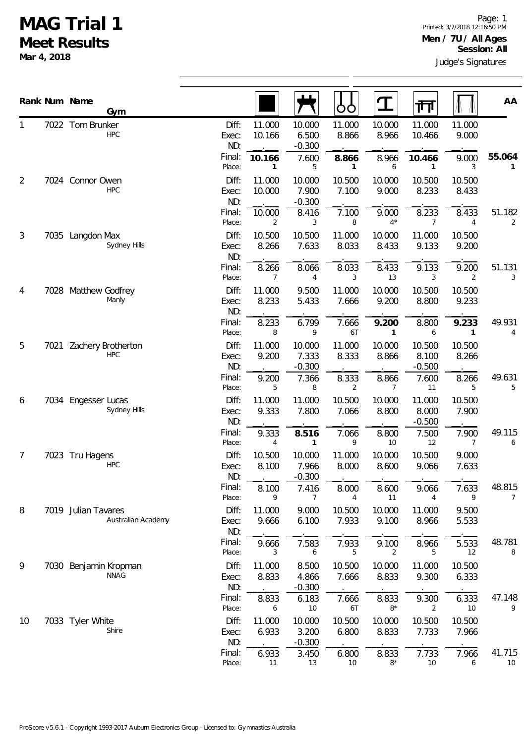# MAG Trial 1

## Meet Results

**Mar 4, 2018**

Page: 1
Printed: 3/7/2018 12:16:50 PM

**Men / 7U / All Ages**
**Session: All**

Judge's Signatures

| Rank | Num | Name / Gym | | Floor | Pommel Horse | Rings | Vault | Parallel Bars | High Bar | AA |
|---|---|---|---|---|---|---|---|---|---|---|
| 1 | 7022 | Tom Brunker<br>HPC | Diff: | 11.000 | 10.000 | 11.000 | 10.000 | 11.000 | 11.000 | |
| | | | Exec: | 10.166 | 6.500 | 8.866 | 8.966 | 10.466 | 9.000 | |
| | | | ND: | | -0.300 | | | | | |
| | | | Final: | **10.166** | 7.600 | **8.866** | 8.966 | **10.466** | 9.000 | **55.064** |
| | | | Place: | **1** | 5 | **1** | 6 | **1** | 3 | **1** |
| 2 | 7024 | Connor Owen<br>HPC | Diff: | 11.000 | 10.000 | 10.500 | 10.000 | 10.500 | 10.500 | |
| | | | Exec: | 10.000 | 7.900 | 7.100 | 9.000 | 8.233 | 8.433 | |
| | | | ND: | | -0.300 | | | | | |
| | | | Final: | 10.000 | 8.416 | 7.100 | 9.000 | 8.233 | 8.433 | 51.182 |
| | | | Place: | 2 | 3 | 8 | 4* | 7 | 4 | 2 |
| 3 | 7035 | Langdon Max<br>Sydney Hills | Diff: | 10.500 | 10.500 | 11.000 | 10.000 | 11.000 | 10.500 | |
| | | | Exec: | 8.266 | 7.633 | 8.033 | 8.433 | 9.133 | 9.200 | |
| | | | ND: | | | | | | | |
| | | | Final: | 8.266 | 8.066 | 8.033 | 8.433 | 9.133 | 9.200 | 51.131 |
| | | | Place: | 7 | 4 | 3 | 13 | 3 | 2 | 3 |
| 4 | 7028 | Matthew Godfrey<br>Manly | Diff: | 11.000 | 9.500 | 11.000 | 10.000 | 10.500 | 10.500 | |
| | | | Exec: | 8.233 | 5.433 | 7.666 | 9.200 | 8.800 | 9.233 | |
| | | | ND: | | | | | | | |
| | | | Final: | 8.233 | 6.799 | 7.666 | **9.200** | 8.800 | **9.233** | 49.931 |
| | | | Place: | 8 | 9 | 6T | **1** | 6 | **1** | 4 |
| 5 | 7021 | Zachery Brotherton<br>HPC | Diff: | 11.000 | 10.000 | 11.000 | 10.000 | 10.500 | 10.500 | |
| | | | Exec: | 9.200 | 7.333 | 8.333 | 8.866 | 8.100 | 8.266 | |
| | | | ND: | | -0.300 | | | -0.500 | | |
| | | | Final: | 9.200 | 7.366 | 8.333 | 8.866 | 7.600 | 8.266 | 49.631 |
| | | | Place: | 5 | 8 | 2 | 7 | 11 | 5 | 5 |
| 6 | 7034 | Engesser Lucas<br>Sydney Hills | Diff: | 11.000 | 11.000 | 10.500 | 10.000 | 11.000 | 10.500 | |
| | | | Exec: | 9.333 | 7.800 | 7.066 | 8.800 | 8.000 | 7.900 | |
| | | | ND: | | | | | -0.500 | | |
| | | | Final: | 9.333 | **8.516** | 7.066 | 8.800 | 7.500 | 7.900 | 49.115 |
| | | | Place: | 4 | **1** | 9 | 10 | 12 | 7 | 6 |
| 7 | 7023 | Tru Hagens<br>HPC | Diff: | 10.500 | 10.000 | 11.000 | 10.000 | 10.500 | 9.000 | |
| | | | Exec: | 8.100 | 7.966 | 8.000 | 8.600 | 9.066 | 7.633 | |
| | | | ND: | | -0.300 | | | | | |
| | | | Final: | 8.100 | 7.416 | 8.000 | 8.600 | 9.066 | 7.633 | 48.815 |
| | | | Place: | 9 | 7 | 4 | 11 | 4 | 9 | 7 |
| 8 | 7019 | Julian Tavares<br>Australian Academy | Diff: | 11.000 | 9.000 | 10.500 | 10.000 | 11.000 | 9.500 | |
| | | | Exec: | 9.666 | 6.100 | 7.933 | 9.100 | 8.966 | 5.533 | |
| | | | ND: | | | | | | | |
| | | | Final: | 9.666 | 7.583 | 7.933 | 9.100 | 8.966 | 5.533 | 48.781 |
| | | | Place: | 3 | 6 | 5 | 2 | 5 | 12 | 8 |
| 9 | 7030 | Benjamin Kropman<br>NNAG | Diff: | 11.000 | 8.500 | 10.500 | 10.000 | 11.000 | 10.500 | |
| | | | Exec: | 8.833 | 4.866 | 7.666 | 8.833 | 9.300 | 6.333 | |
| | | | ND: | | -0.300 | | | | | |
| | | | Final: | 8.833 | 6.183 | 7.666 | 8.833 | 9.300 | 6.333 | 47.148 |
| | | | Place: | 6 | 10 | 6T | 8* | 2 | 10 | 9 |
| 10 | 7033 | Tyler White<br>Shire | Diff: | 11.000 | 10.000 | 10.500 | 10.000 | 10.500 | 10.500 | |
| | | | Exec: | 6.933 | 3.200 | 6.800 | 8.833 | 7.733 | 7.966 | |
| | | | ND: | | -0.300 | | | | | |
| | | | Final: | 6.933 | 3.450 | 6.800 | 8.833 | 7.733 | 7.966 | 41.715 |
| | | | Place: | 11 | 13 | 10 | 8* | 10 | 6 | 10 |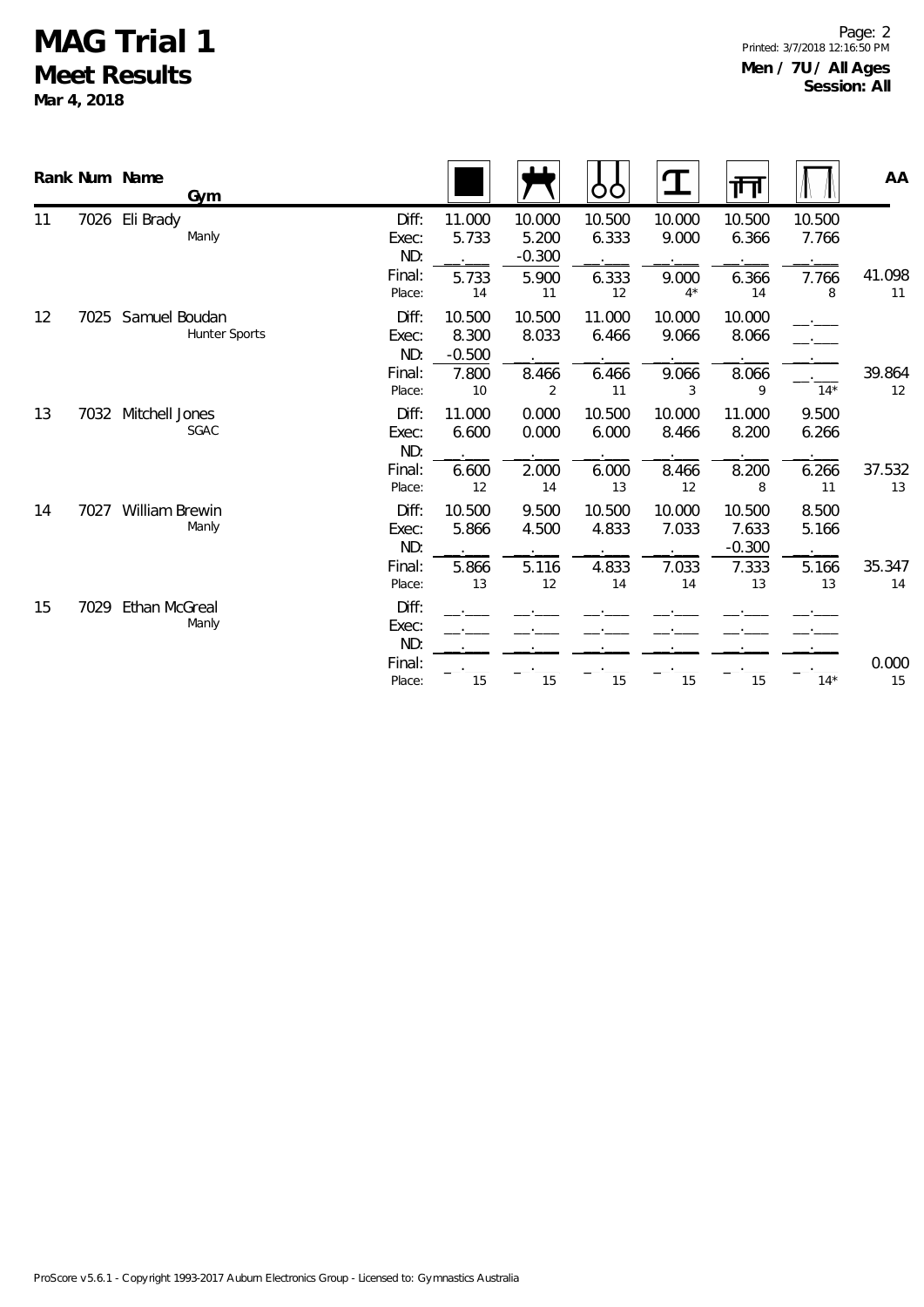# MAG Trial 1

## Meet Results

**Mar 4, 2018**

**Men / 7U / All Ages**
**Session: All**

| Rank | Num | Name / Gym | | Floor | Pommel Horse | Rings | Vault | Parallel Bars | High Bar | AA |
|---|---|---|---|---|---|---|---|---|---|---|
| 11 | 7026 | Eli Brady | Diff: | 11.000 | 10.000 | 10.500 | 10.000 | 10.500 | 10.500 | |
| | | Manly | Exec: | 5.733 | 5.200 | 6.333 | 9.000 | 6.366 | 7.766 | |
| | | | ND: | __.___ | -0.300 | __.___ | __.___ | __.___ | __.___ | |
| | | | Final: | 5.733 | 5.900 | 6.333 | 9.000 | 6.366 | 7.766 | 41.098 |
| | | | Place: | 14 | 11 | 12 | 4* | 14 | 8 | 11 |
| 12 | 7025 | Samuel Boudan | Diff: | 10.500 | 10.500 | 11.000 | 10.000 | 10.000 | __.___ | |
| | | Hunter Sports | Exec: | 8.300 | 8.033 | 6.466 | 9.066 | 8.066 | __.___ | |
| | | | ND: | -0.500 | __.___ | __.___ | __.___ | __.___ | __.___ | |
| | | | Final: | 7.800 | 8.466 | 6.466 | 9.066 | 8.066 | __.___ | 39.864 |
| | | | Place: | 10 | 2 | 11 | 3 | 9 | 14* | 12 |
| 13 | 7032 | Mitchell Jones | Diff: | 11.000 | 0.000 | 10.500 | 10.000 | 11.000 | 9.500 | |
| | | SGAC | Exec: | 6.600 | 0.000 | 6.000 | 8.466 | 8.200 | 6.266 | |
| | | | ND: | __.___ | __.___ | __.___ | __.___ | __.___ | __.___ | |
| | | | Final: | 6.600 | 2.000 | 6.000 | 8.466 | 8.200 | 6.266 | 37.532 |
| | | | Place: | 12 | 14 | 13 | 12 | 8 | 11 | 13 |
| 14 | 7027 | William Brewin | Diff: | 10.500 | 9.500 | 10.500 | 10.000 | 10.500 | 8.500 | |
| | | Manly | Exec: | 5.866 | 4.500 | 4.833 | 7.033 | 7.633 | 5.166 | |
| | | | ND: | __.___ | __.___ | __.___ | __.___ | -0.300 | __.___ | |
| | | | Final: | 5.866 | 5.116 | 4.833 | 7.033 | 7.333 | 5.166 | 35.347 |
| | | | Place: | 13 | 12 | 14 | 14 | 13 | 13 | 14 |
| 15 | 7029 | Ethan McGreal | Diff: | __.___ | __.___ | __.___ | __.___ | __.___ | __.___ | |
| | | Manly | Exec: | __.___ | __.___ | __.___ | __.___ | __.___ | __.___ | |
| | | | ND: | __.___ | __.___ | __.___ | __.___ | __.___ | __.___ | |
| | | | Final: | _ . | _ . | _ . | _ . | _ . | _ . | 0.000 |
| | | | Place: | 15 | 15 | 15 | 15 | 15 | 14* | 15 |

ProScore v5.6.1 - Copyright 1993-2017 Auburn Electronics Group - Licensed to: Gymnastics Australia